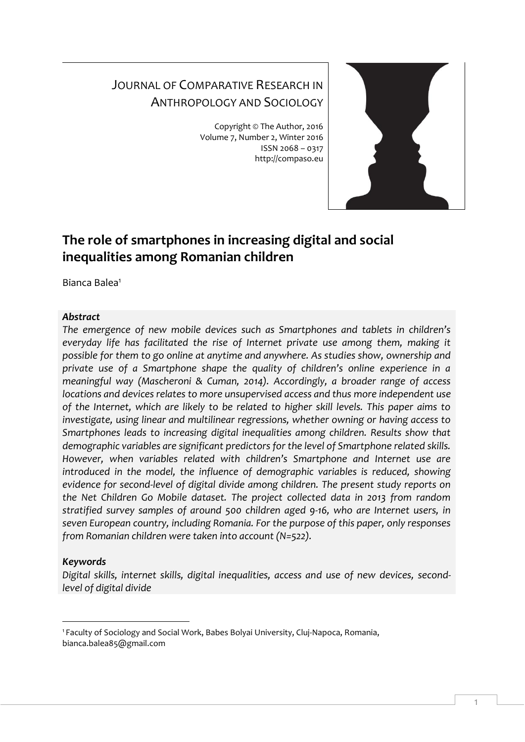JOURNAL OF COMPARATIVE RESEARCH IN ANTHROPOLOGY AND SOCIOLOGY

Copyright © The Author, 2016
Volume 7, Number 2, Winter 2016
ISSN 2068 – 0317
http://compaso.eu

# The role of smartphones in increasing digital and social inequalities among Romanian children

Bianca Balea[1]

***Abstract***

*The emergence of new mobile devices such as Smartphones and tablets in children's everyday life has facilitated the rise of Internet private use among them, making it possible for them to go online at anytime and anywhere. As studies show, ownership and private use of a Smartphone shape the quality of children's online experience in a meaningful way (Mascheroni & Cuman, 2014). Accordingly, a broader range of access locations and devices relates to more unsupervised access and thus more independent use of the Internet, which are likely to be related to higher skill levels. This paper aims to investigate, using linear and multilinear regressions, whether owning or having access to Smartphones leads to increasing digital inequalities among children. Results show that demographic variables are significant predictors for the level of Smartphone related skills. However, when variables related with children's Smartphone and Internet use are introduced in the model, the influence of demographic variables is reduced, showing evidence for second-level of digital divide among children. The present study reports on the Net Children Go Mobile dataset. The project collected data in 2013 from random stratified survey samples of around 500 children aged 9-16, who are Internet users, in seven European country, including Romania. For the purpose of this paper, only responses from Romanian children were taken into account (N=522).*

***Keywords***

*Digital skills, internet skills, digital inequalities, access and use of new devices, second-level of digital divide*

[1] Faculty of Sociology and Social Work, Babes Bolyai University, Cluj-Napoca, Romania, bianca.balea85@gmail.com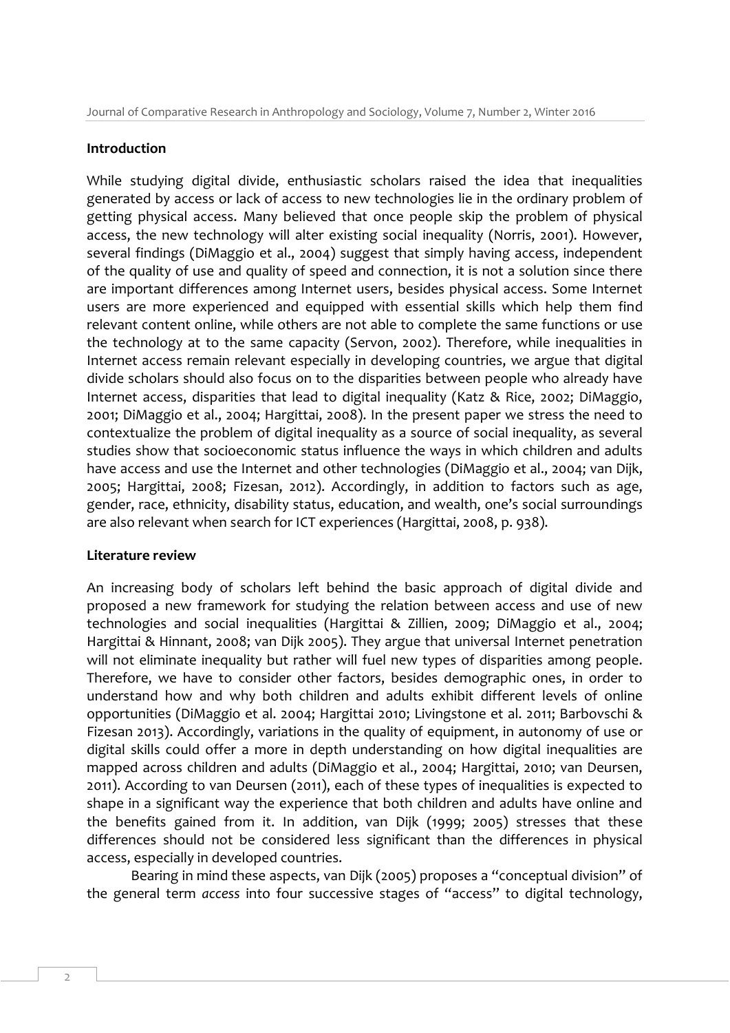## Introduction

While studying digital divide, enthusiastic scholars raised the idea that inequalities generated by access or lack of access to new technologies lie in the ordinary problem of getting physical access. Many believed that once people skip the problem of physical access, the new technology will alter existing social inequality (Norris, 2001). However, several findings (DiMaggio et al., 2004) suggest that simply having access, independent of the quality of use and quality of speed and connection, it is not a solution since there are important differences among Internet users, besides physical access. Some Internet users are more experienced and equipped with essential skills which help them find relevant content online, while others are not able to complete the same functions or use the technology at to the same capacity (Servon, 2002). Therefore, while inequalities in Internet access remain relevant especially in developing countries, we argue that digital divide scholars should also focus on to the disparities between people who already have Internet access, disparities that lead to digital inequality (Katz & Rice, 2002; DiMaggio, 2001; DiMaggio et al., 2004; Hargittai, 2008). In the present paper we stress the need to contextualize the problem of digital inequality as a source of social inequality, as several studies show that socioeconomic status influence the ways in which children and adults have access and use the Internet and other technologies (DiMaggio et al., 2004; van Dijk, 2005; Hargittai, 2008; Fizesan, 2012). Accordingly, in addition to factors such as age, gender, race, ethnicity, disability status, education, and wealth, one's social surroundings are also relevant when search for ICT experiences (Hargittai, 2008, p. 938).

## Literature review

An increasing body of scholars left behind the basic approach of digital divide and proposed a new framework for studying the relation between access and use of new technologies and social inequalities (Hargittai & Zillien, 2009; DiMaggio et al., 2004; Hargittai & Hinnant, 2008; van Dijk 2005). They argue that universal Internet penetration will not eliminate inequality but rather will fuel new types of disparities among people. Therefore, we have to consider other factors, besides demographic ones, in order to understand how and why both children and adults exhibit different levels of online opportunities (DiMaggio et al. 2004; Hargittai 2010; Livingstone et al. 2011; Barbovschi & Fizesan 2013). Accordingly, variations in the quality of equipment, in autonomy of use or digital skills could offer a more in depth understanding on how digital inequalities are mapped across children and adults (DiMaggio et al., 2004; Hargittai, 2010; van Deursen, 2011). According to van Deursen (2011), each of these types of inequalities is expected to shape in a significant way the experience that both children and adults have online and the benefits gained from it. In addition, van Dijk (1999; 2005) stresses that these differences should not be considered less significant than the differences in physical access, especially in developed countries.

Bearing in mind these aspects, van Dijk (2005) proposes a "conceptual division" of the general term *access* into four successive stages of "access" to digital technology,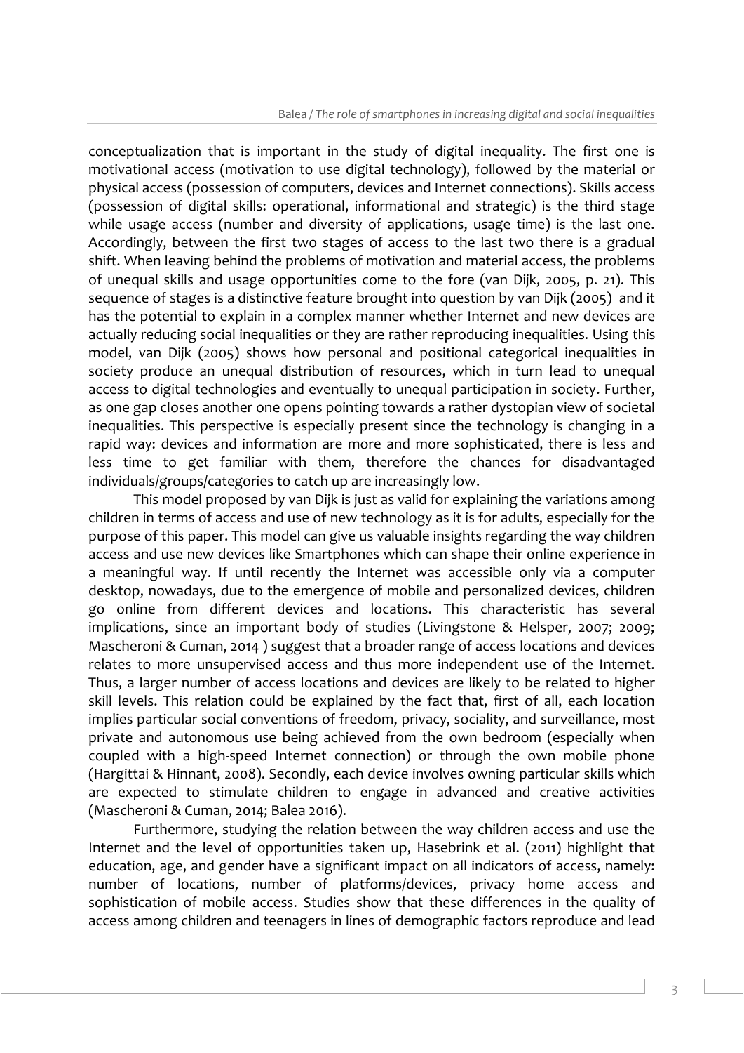conceptualization that is important in the study of digital inequality. The first one is motivational access (motivation to use digital technology), followed by the material or physical access (possession of computers, devices and Internet connections). Skills access (possession of digital skills: operational, informational and strategic) is the third stage while usage access (number and diversity of applications, usage time) is the last one. Accordingly, between the first two stages of access to the last two there is a gradual shift. When leaving behind the problems of motivation and material access, the problems of unequal skills and usage opportunities come to the fore (van Dijk, 2005, p. 21). This sequence of stages is a distinctive feature brought into question by van Dijk (2005) and it has the potential to explain in a complex manner whether Internet and new devices are actually reducing social inequalities or they are rather reproducing inequalities. Using this model, van Dijk (2005) shows how personal and positional categorical inequalities in society produce an unequal distribution of resources, which in turn lead to unequal access to digital technologies and eventually to unequal participation in society. Further, as one gap closes another one opens pointing towards a rather dystopian view of societal inequalities. This perspective is especially present since the technology is changing in a rapid way: devices and information are more and more sophisticated, there is less and less time to get familiar with them, therefore the chances for disadvantaged individuals/groups/categories to catch up are increasingly low.

This model proposed by van Dijk is just as valid for explaining the variations among children in terms of access and use of new technology as it is for adults, especially for the purpose of this paper. This model can give us valuable insights regarding the way children access and use new devices like Smartphones which can shape their online experience in a meaningful way. If until recently the Internet was accessible only via a computer desktop, nowadays, due to the emergence of mobile and personalized devices, children go online from different devices and locations. This characteristic has several implications, since an important body of studies (Livingstone & Helsper, 2007; 2009; Mascheroni & Cuman, 2014 ) suggest that a broader range of access locations and devices relates to more unsupervised access and thus more independent use of the Internet. Thus, a larger number of access locations and devices are likely to be related to higher skill levels. This relation could be explained by the fact that, first of all, each location implies particular social conventions of freedom, privacy, sociality, and surveillance, most private and autonomous use being achieved from the own bedroom (especially when coupled with a high-speed Internet connection) or through the own mobile phone (Hargittai & Hinnant, 2008). Secondly, each device involves owning particular skills which are expected to stimulate children to engage in advanced and creative activities (Mascheroni & Cuman, 2014; Balea 2016).

Furthermore, studying the relation between the way children access and use the Internet and the level of opportunities taken up, Hasebrink et al. (2011) highlight that education, age, and gender have a significant impact on all indicators of access, namely: number of locations, number of platforms/devices, privacy home access and sophistication of mobile access. Studies show that these differences in the quality of access among children and teenagers in lines of demographic factors reproduce and lead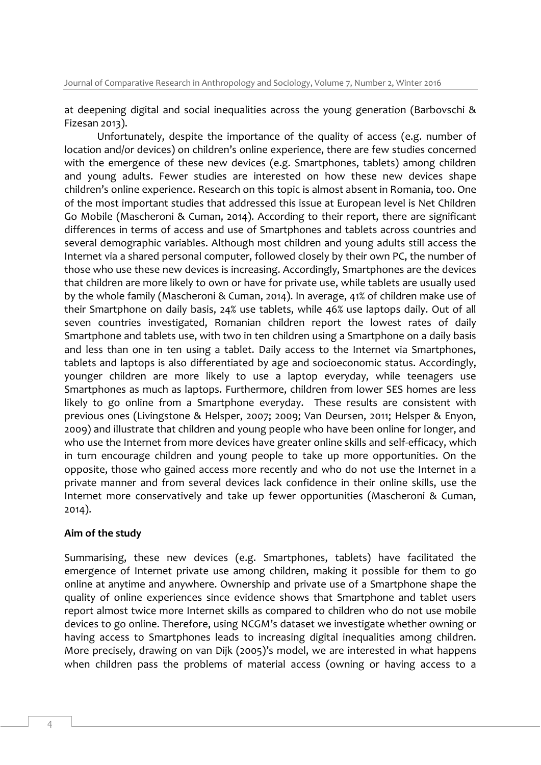at deepening digital and social inequalities across the young generation (Barbovschi & Fizesan 2013).

Unfortunately, despite the importance of the quality of access (e.g. number of location and/or devices) on children's online experience, there are few studies concerned with the emergence of these new devices (e.g. Smartphones, tablets) among children and young adults. Fewer studies are interested on how these new devices shape children's online experience. Research on this topic is almost absent in Romania, too. One of the most important studies that addressed this issue at European level is Net Children Go Mobile (Mascheroni & Cuman, 2014). According to their report, there are significant differences in terms of access and use of Smartphones and tablets across countries and several demographic variables. Although most children and young adults still access the Internet via a shared personal computer, followed closely by their own PC, the number of those who use these new devices is increasing. Accordingly, Smartphones are the devices that children are more likely to own or have for private use, while tablets are usually used by the whole family (Mascheroni & Cuman, 2014). In average, 41% of children make use of their Smartphone on daily basis, 24% use tablets, while 46% use laptops daily. Out of all seven countries investigated, Romanian children report the lowest rates of daily Smartphone and tablets use, with two in ten children using a Smartphone on a daily basis and less than one in ten using a tablet. Daily access to the Internet via Smartphones, tablets and laptops is also differentiated by age and socioeconomic status. Accordingly, younger children are more likely to use a laptop everyday, while teenagers use Smartphones as much as laptops. Furthermore, children from lower SES homes are less likely to go online from a Smartphone everyday. These results are consistent with previous ones (Livingstone & Helsper, 2007; 2009; Van Deursen, 2011; Helsper & Enyon, 2009) and illustrate that children and young people who have been online for longer, and who use the Internet from more devices have greater online skills and self-efficacy, which in turn encourage children and young people to take up more opportunities. On the opposite, those who gained access more recently and who do not use the Internet in a private manner and from several devices lack confidence in their online skills, use the Internet more conservatively and take up fewer opportunities (Mascheroni & Cuman, 2014).

**Aim of the study**

Summarising, these new devices (e.g. Smartphones, tablets) have facilitated the emergence of Internet private use among children, making it possible for them to go online at anytime and anywhere. Ownership and private use of a Smartphone shape the quality of online experiences since evidence shows that Smartphone and tablet users report almost twice more Internet skills as compared to children who do not use mobile devices to go online. Therefore, using NCGM's dataset we investigate whether owning or having access to Smartphones leads to increasing digital inequalities among children. More precisely, drawing on van Dijk (2005)'s model, we are interested in what happens when children pass the problems of material access (owning or having access to a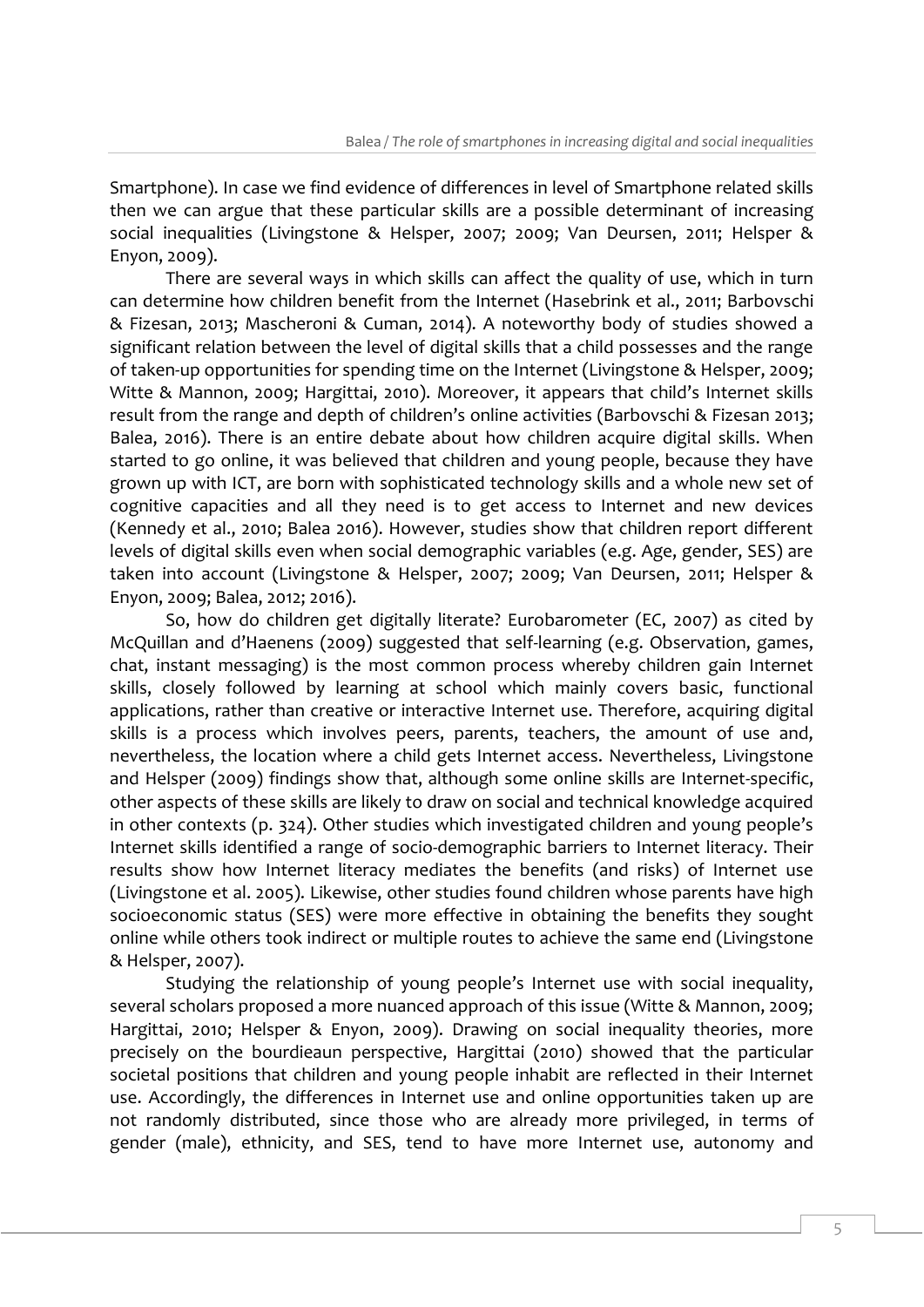Smartphone). In case we find evidence of differences in level of Smartphone related skills then we can argue that these particular skills are a possible determinant of increasing social inequalities (Livingstone & Helsper, 2007; 2009; Van Deursen, 2011; Helsper & Enyon, 2009).

There are several ways in which skills can affect the quality of use, which in turn can determine how children benefit from the Internet (Hasebrink et al., 2011; Barbovschi & Fizesan, 2013; Mascheroni & Cuman, 2014). A noteworthy body of studies showed a significant relation between the level of digital skills that a child possesses and the range of taken-up opportunities for spending time on the Internet (Livingstone & Helsper, 2009; Witte & Mannon, 2009; Hargittai, 2010). Moreover, it appears that child's Internet skills result from the range and depth of children's online activities (Barbovschi & Fizesan 2013; Balea, 2016). There is an entire debate about how children acquire digital skills. When started to go online, it was believed that children and young people, because they have grown up with ICT, are born with sophisticated technology skills and a whole new set of cognitive capacities and all they need is to get access to Internet and new devices (Kennedy et al., 2010; Balea 2016). However, studies show that children report different levels of digital skills even when social demographic variables (e.g. Age, gender, SES) are taken into account (Livingstone & Helsper, 2007; 2009; Van Deursen, 2011; Helsper & Enyon, 2009; Balea, 2012; 2016).

So, how do children get digitally literate? Eurobarometer (EC, 2007) as cited by McQuillan and d'Haenens (2009) suggested that self-learning (e.g. Observation, games, chat, instant messaging) is the most common process whereby children gain Internet skills, closely followed by learning at school which mainly covers basic, functional applications, rather than creative or interactive Internet use. Therefore, acquiring digital skills is a process which involves peers, parents, teachers, the amount of use and, nevertheless, the location where a child gets Internet access. Nevertheless, Livingstone and Helsper (2009) findings show that, although some online skills are Internet-specific, other aspects of these skills are likely to draw on social and technical knowledge acquired in other contexts (p. 324). Other studies which investigated children and young people's Internet skills identified a range of socio-demographic barriers to Internet literacy. Their results show how Internet literacy mediates the benefits (and risks) of Internet use (Livingstone et al. 2005). Likewise, other studies found children whose parents have high socioeconomic status (SES) were more effective in obtaining the benefits they sought online while others took indirect or multiple routes to achieve the same end (Livingstone & Helsper, 2007).

Studying the relationship of young people's Internet use with social inequality, several scholars proposed a more nuanced approach of this issue (Witte & Mannon, 2009; Hargittai, 2010; Helsper & Enyon, 2009). Drawing on social inequality theories, more precisely on the bourdieaun perspective, Hargittai (2010) showed that the particular societal positions that children and young people inhabit are reflected in their Internet use. Accordingly, the differences in Internet use and online opportunities taken up are not randomly distributed, since those who are already more privileged, in terms of gender (male), ethnicity, and SES, tend to have more Internet use, autonomy and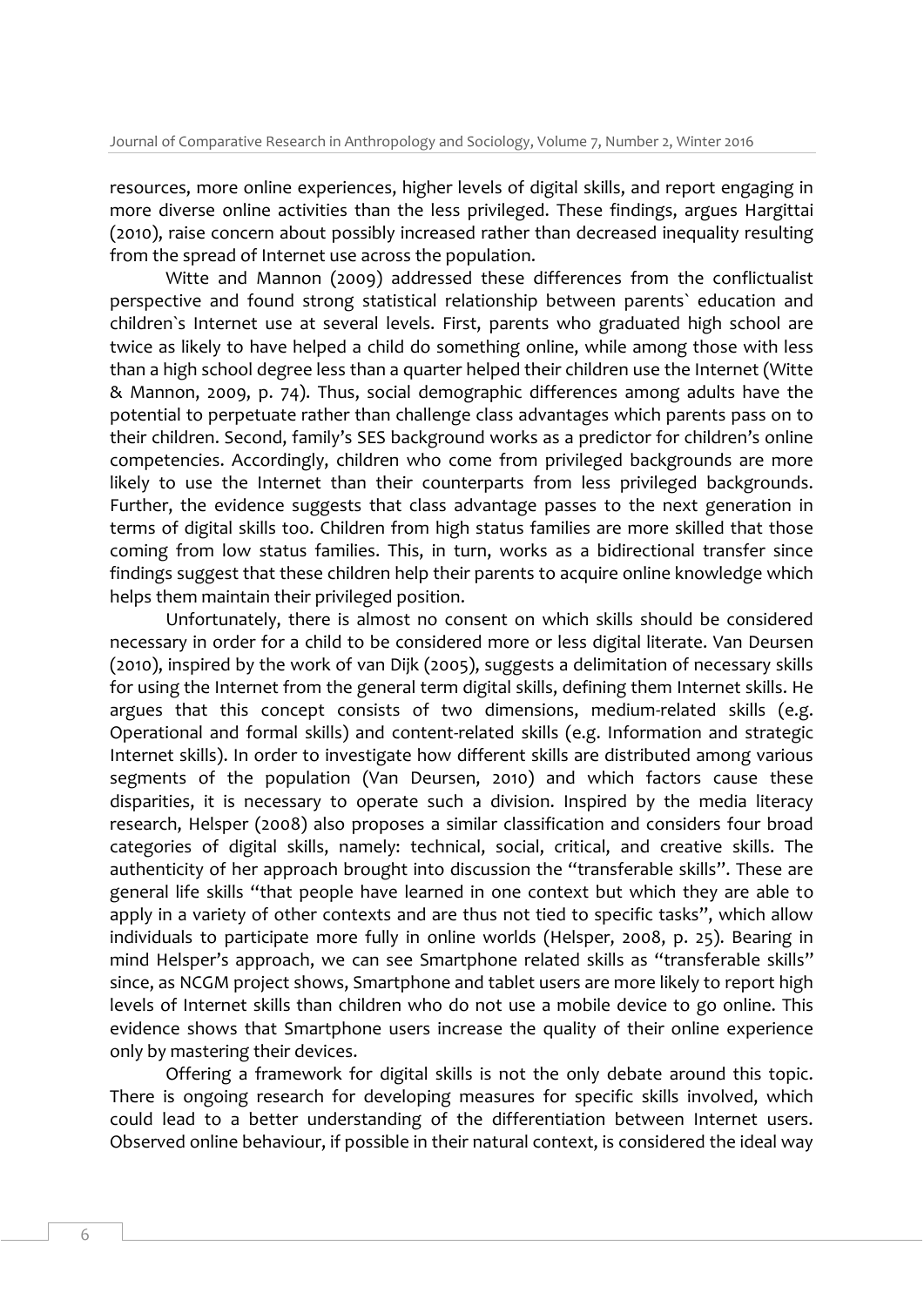resources, more online experiences, higher levels of digital skills, and report engaging in more diverse online activities than the less privileged. These findings, argues Hargittai (2010), raise concern about possibly increased rather than decreased inequality resulting from the spread of Internet use across the population.

Witte and Mannon (2009) addressed these differences from the conflictualist perspective and found strong statistical relationship between parents` education and children`s Internet use at several levels. First, parents who graduated high school are twice as likely to have helped a child do something online, while among those with less than a high school degree less than a quarter helped their children use the Internet (Witte & Mannon, 2009, p. 74). Thus, social demographic differences among adults have the potential to perpetuate rather than challenge class advantages which parents pass on to their children. Second, family's SES background works as a predictor for children's online competencies. Accordingly, children who come from privileged backgrounds are more likely to use the Internet than their counterparts from less privileged backgrounds. Further, the evidence suggests that class advantage passes to the next generation in terms of digital skills too. Children from high status families are more skilled that those coming from low status families. This, in turn, works as a bidirectional transfer since findings suggest that these children help their parents to acquire online knowledge which helps them maintain their privileged position.

Unfortunately, there is almost no consent on which skills should be considered necessary in order for a child to be considered more or less digital literate. Van Deursen (2010), inspired by the work of van Dijk (2005), suggests a delimitation of necessary skills for using the Internet from the general term digital skills, defining them Internet skills. He argues that this concept consists of two dimensions, medium-related skills (e.g. Operational and formal skills) and content-related skills (e.g. Information and strategic Internet skills). In order to investigate how different skills are distributed among various segments of the population (Van Deursen, 2010) and which factors cause these disparities, it is necessary to operate such a division. Inspired by the media literacy research, Helsper (2008) also proposes a similar classification and considers four broad categories of digital skills, namely: technical, social, critical, and creative skills. The authenticity of her approach brought into discussion the "transferable skills". These are general life skills "that people have learned in one context but which they are able to apply in a variety of other contexts and are thus not tied to specific tasks", which allow individuals to participate more fully in online worlds (Helsper, 2008, p. 25). Bearing in mind Helsper's approach, we can see Smartphone related skills as "transferable skills" since, as NCGM project shows, Smartphone and tablet users are more likely to report high levels of Internet skills than children who do not use a mobile device to go online. This evidence shows that Smartphone users increase the quality of their online experience only by mastering their devices.

Offering a framework for digital skills is not the only debate around this topic. There is ongoing research for developing measures for specific skills involved, which could lead to a better understanding of the differentiation between Internet users. Observed online behaviour, if possible in their natural context, is considered the ideal way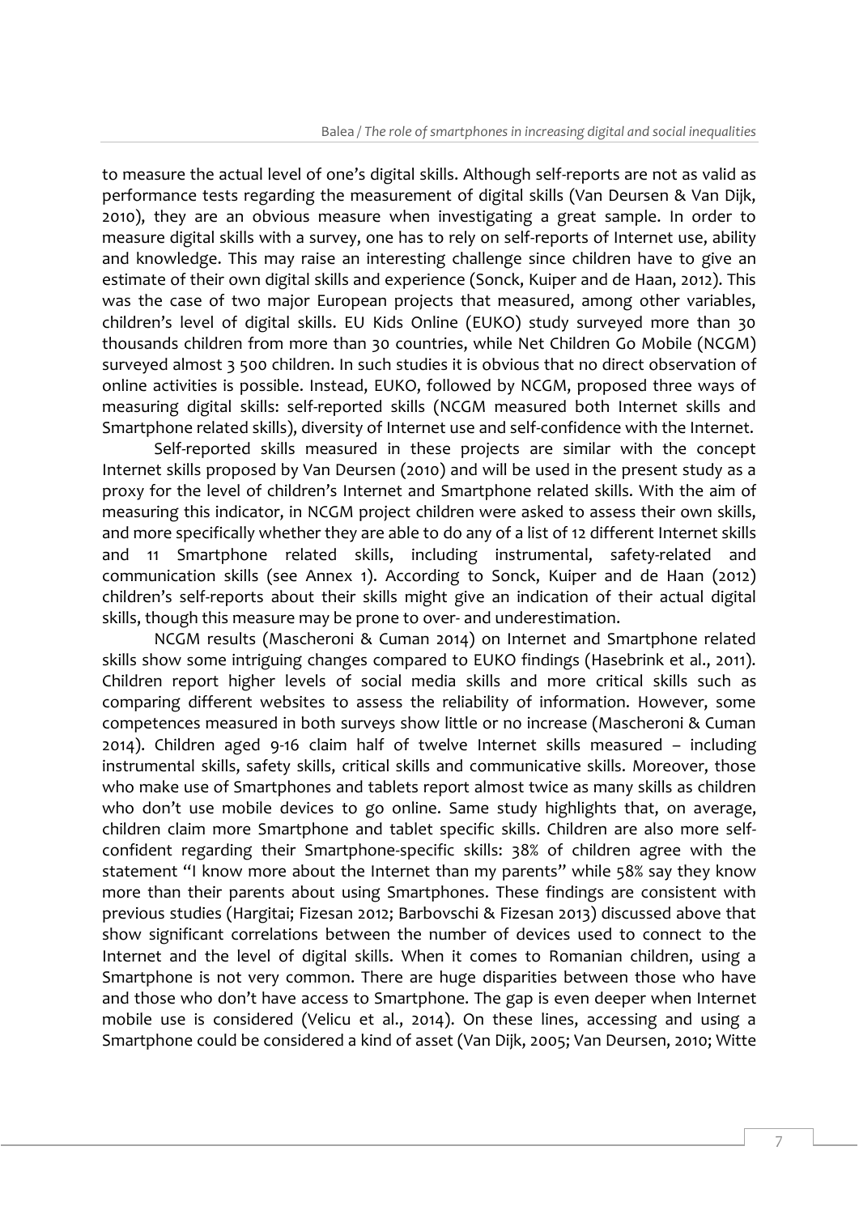to measure the actual level of one's digital skills. Although self-reports are not as valid as performance tests regarding the measurement of digital skills (Van Deursen & Van Dijk, 2010), they are an obvious measure when investigating a great sample. In order to measure digital skills with a survey, one has to rely on self-reports of Internet use, ability and knowledge. This may raise an interesting challenge since children have to give an estimate of their own digital skills and experience (Sonck, Kuiper and de Haan, 2012). This was the case of two major European projects that measured, among other variables, children's level of digital skills. EU Kids Online (EUKO) study surveyed more than 30 thousands children from more than 30 countries, while Net Children Go Mobile (NCGM) surveyed almost 3 500 children. In such studies it is obvious that no direct observation of online activities is possible. Instead, EUKO, followed by NCGM, proposed three ways of measuring digital skills: self-reported skills (NCGM measured both Internet skills and Smartphone related skills), diversity of Internet use and self-confidence with the Internet.

Self-reported skills measured in these projects are similar with the concept Internet skills proposed by Van Deursen (2010) and will be used in the present study as a proxy for the level of children's Internet and Smartphone related skills. With the aim of measuring this indicator, in NCGM project children were asked to assess their own skills, and more specifically whether they are able to do any of a list of 12 different Internet skills and 11 Smartphone related skills, including instrumental, safety-related and communication skills (see Annex 1). According to Sonck, Kuiper and de Haan (2012) children's self-reports about their skills might give an indication of their actual digital skills, though this measure may be prone to over- and underestimation.

NCGM results (Mascheroni & Cuman 2014) on Internet and Smartphone related skills show some intriguing changes compared to EUKO findings (Hasebrink et al., 2011). Children report higher levels of social media skills and more critical skills such as comparing different websites to assess the reliability of information. However, some competences measured in both surveys show little or no increase (Mascheroni & Cuman 2014). Children aged 9-16 claim half of twelve Internet skills measured – including instrumental skills, safety skills, critical skills and communicative skills. Moreover, those who make use of Smartphones and tablets report almost twice as many skills as children who don't use mobile devices to go online. Same study highlights that, on average, children claim more Smartphone and tablet specific skills. Children are also more self-confident regarding their Smartphone-specific skills: 38% of children agree with the statement "I know more about the Internet than my parents" while 58% say they know more than their parents about using Smartphones. These findings are consistent with previous studies (Hargitai; Fizesan 2012; Barbovschi & Fizesan 2013) discussed above that show significant correlations between the number of devices used to connect to the Internet and the level of digital skills. When it comes to Romanian children, using a Smartphone is not very common. There are huge disparities between those who have and those who don't have access to Smartphone. The gap is even deeper when Internet mobile use is considered (Velicu et al., 2014). On these lines, accessing and using a Smartphone could be considered a kind of asset (Van Dijk, 2005; Van Deursen, 2010; Witte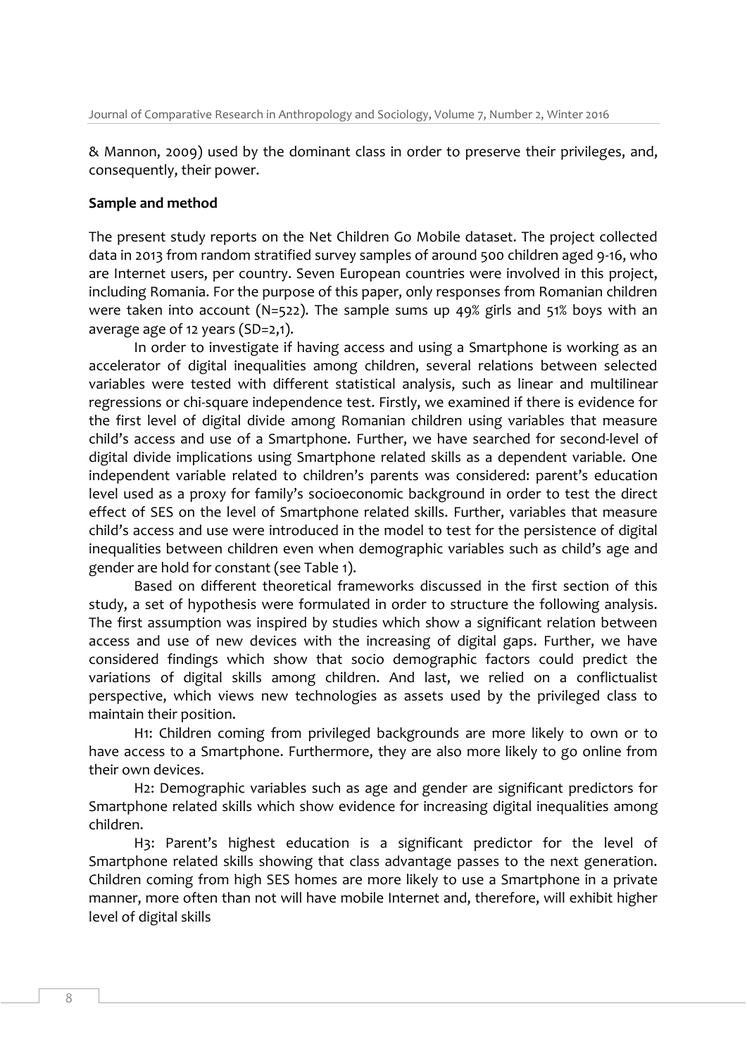& Mannon, 2009) used by the dominant class in order to preserve their privileges, and, consequently, their power.

**Sample and method**

The present study reports on the Net Children Go Mobile dataset. The project collected data in 2013 from random stratified survey samples of around 500 children aged 9-16, who are Internet users, per country. Seven European countries were involved in this project, including Romania. For the purpose of this paper, only responses from Romanian children were taken into account (N=522). The sample sums up 49% girls and 51% boys with an average age of 12 years (SD=2,1).

In order to investigate if having access and using a Smartphone is working as an accelerator of digital inequalities among children, several relations between selected variables were tested with different statistical analysis, such as linear and multilinear regressions or chi-square independence test. Firstly, we examined if there is evidence for the first level of digital divide among Romanian children using variables that measure child's access and use of a Smartphone. Further, we have searched for second-level of digital divide implications using Smartphone related skills as a dependent variable. One independent variable related to children's parents was considered: parent's education level used as a proxy for family's socioeconomic background in order to test the direct effect of SES on the level of Smartphone related skills. Further, variables that measure child's access and use were introduced in the model to test for the persistence of digital inequalities between children even when demographic variables such as child's age and gender are hold for constant (see Table 1).

Based on different theoretical frameworks discussed in the first section of this study, a set of hypothesis were formulated in order to structure the following analysis. The first assumption was inspired by studies which show a significant relation between access and use of new devices with the increasing of digital gaps. Further, we have considered findings which show that socio demographic factors could predict the variations of digital skills among children. And last, we relied on a conflictualist perspective, which views new technologies as assets used by the privileged class to maintain their position.

H1: Children coming from privileged backgrounds are more likely to own or to have access to a Smartphone. Furthermore, they are also more likely to go online from their own devices.

H2: Demographic variables such as age and gender are significant predictors for Smartphone related skills which show evidence for increasing digital inequalities among children.

H3: Parent's highest education is a significant predictor for the level of Smartphone related skills showing that class advantage passes to the next generation. Children coming from high SES homes are more likely to use a Smartphone in a private manner, more often than not will have mobile Internet and, therefore, will exhibit higher level of digital skills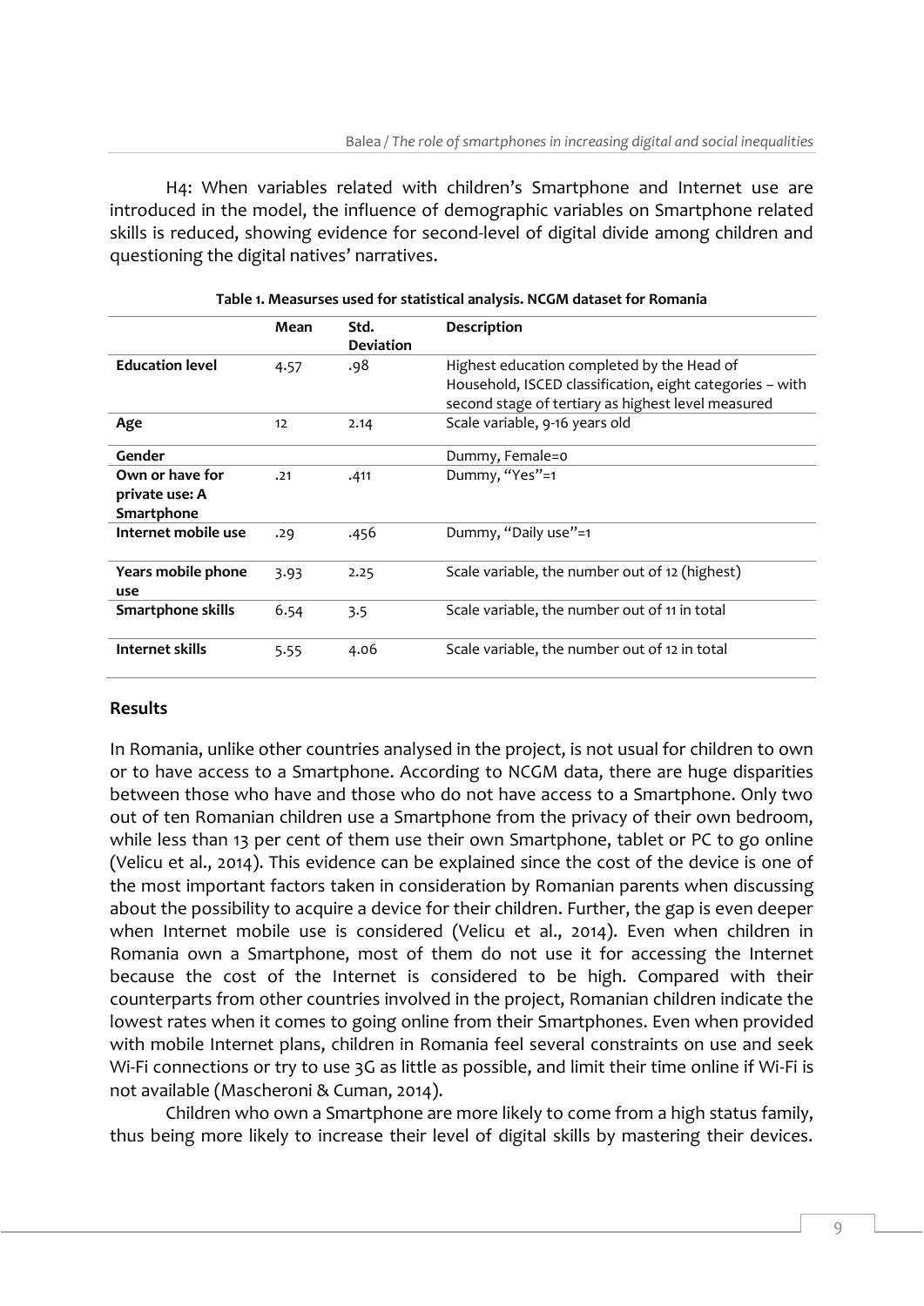H4: When variables related with children's Smartphone and Internet use are introduced in the model, the influence of demographic variables on Smartphone related skills is reduced, showing evidence for second-level of digital divide among children and questioning the digital natives' narratives.

**Table 1. Measurses used for statistical analysis. NCGM dataset for Romania**

| | Mean | Std. Deviation | Description |
|---|---|---|---|
| **Education level** | 4.57 | .98 | Highest education completed by the Head of Household, ISCED classification, eight categories – with second stage of tertiary as highest level measured |
| **Age** | 12 | 2.14 | Scale variable, 9-16 years old |
| **Gender** | | | Dummy, Female=0 |
| **Own or have for private use: A Smartphone** | .21 | .411 | Dummy, "Yes"=1 |
| **Internet mobile use** | .29 | .456 | Dummy, "Daily use"=1 |
| **Years mobile phone use** | 3.93 | 2.25 | Scale variable, the number out of 12 (highest) |
| **Smartphone skills** | 6.54 | 3.5 | Scale variable, the number out of 11 in total |
| **Internet skills** | 5.55 | 4.06 | Scale variable, the number out of 12 in total |

## Results

In Romania, unlike other countries analysed in the project, is not usual for children to own or to have access to a Smartphone. According to NCGM data, there are huge disparities between those who have and those who do not have access to a Smartphone. Only two out of ten Romanian children use a Smartphone from the privacy of their own bedroom, while less than 13 per cent of them use their own Smartphone, tablet or PC to go online (Velicu et al., 2014). This evidence can be explained since the cost of the device is one of the most important factors taken in consideration by Romanian parents when discussing about the possibility to acquire a device for their children. Further, the gap is even deeper when Internet mobile use is considered (Velicu et al., 2014). Even when children in Romania own a Smartphone, most of them do not use it for accessing the Internet because the cost of the Internet is considered to be high. Compared with their counterparts from other countries involved in the project, Romanian children indicate the lowest rates when it comes to going online from their Smartphones. Even when provided with mobile Internet plans, children in Romania feel several constraints on use and seek Wi-Fi connections or try to use 3G as little as possible, and limit their time online if Wi-Fi is not available (Mascheroni & Cuman, 2014).

Children who own a Smartphone are more likely to come from a high status family, thus being more likely to increase their level of digital skills by mastering their devices.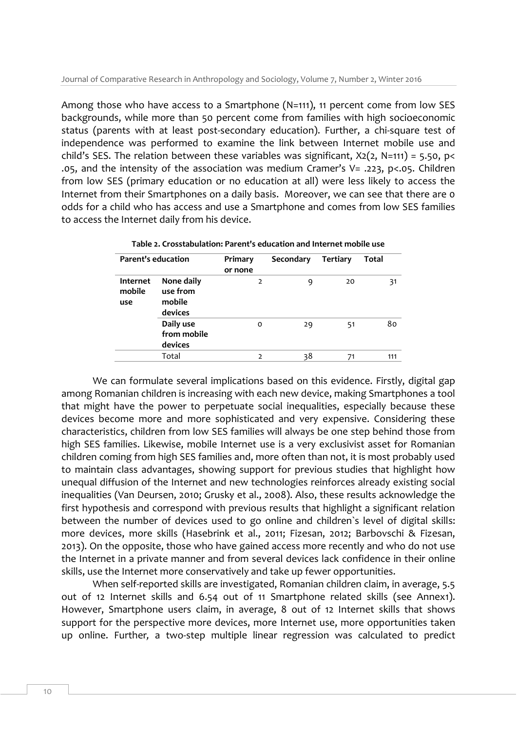Among those who have access to a Smartphone (N=111), 11 percent come from low SES backgrounds, while more than 50 percent come from families with high socioeconomic status (parents with at least post-secondary education). Further, a chi-square test of independence was performed to examine the link between Internet mobile use and child's SES. The relation between these variables was significant, $X2(2, N=111) = 5.50$, $p< .05$, and the intensity of the association was medium Cramer's $V= .223$, $p<.05$. Children from low SES (primary education or no education at all) were less likely to access the Internet from their Smartphones on a daily basis. Moreover, we can see that there are 0 odds for a child who has access and use a Smartphone and comes from low SES families to access the Internet daily from his device.

**Table 2. Crosstabulation: Parent's education and Internet mobile use**

| Parent's education | | Primary or none | Secondary | Tertiary | Total |
|---|---|---|---|---|---|
| **Internet mobile use** | **None daily use from mobile devices** | 2 | 9 | 20 | 31 |
| | **Daily use from mobile devices** | 0 | 29 | 51 | 80 |
| | Total | 2 | 38 | 71 | 111 |

We can formulate several implications based on this evidence. Firstly, digital gap among Romanian children is increasing with each new device, making Smartphones a tool that might have the power to perpetuate social inequalities, especially because these devices become more and more sophisticated and very expensive. Considering these characteristics, children from low SES families will always be one step behind those from high SES families. Likewise, mobile Internet use is a very exclusivist asset for Romanian children coming from high SES families and, more often than not, it is most probably used to maintain class advantages, showing support for previous studies that highlight how unequal diffusion of the Internet and new technologies reinforces already existing social inequalities (Van Deursen, 2010; Grusky et al., 2008). Also, these results acknowledge the first hypothesis and correspond with previous results that highlight a significant relation between the number of devices used to go online and children`s level of digital skills: more devices, more skills (Hasebrink et al., 2011; Fizesan, 2012; Barbovschi & Fizesan, 2013). On the opposite, those who have gained access more recently and who do not use the Internet in a private manner and from several devices lack confidence in their online skills, use the Internet more conservatively and take up fewer opportunities.

When self-reported skills are investigated, Romanian children claim, in average, 5.5 out of 12 Internet skills and 6.54 out of 11 Smartphone related skills (see Annex1). However, Smartphone users claim, in average, 8 out of 12 Internet skills that shows support for the perspective more devices, more Internet use, more opportunities taken up online. Further, a two-step multiple linear regression was calculated to predict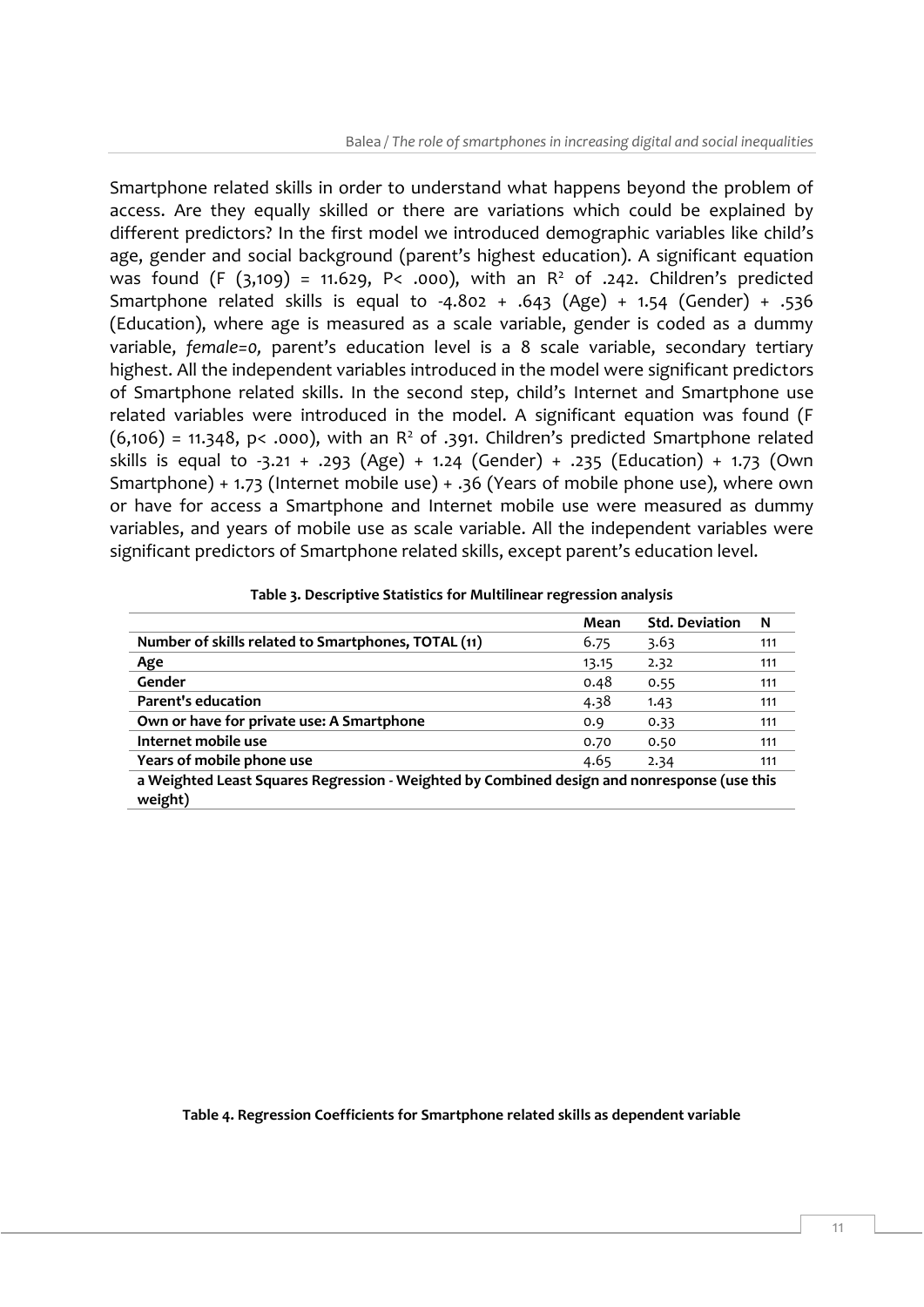Smartphone related skills in order to understand what happens beyond the problem of access. Are they equally skilled or there are variations which could be explained by different predictors? In the first model we introduced demographic variables like child's age, gender and social background (parent's highest education). A significant equation was found ($F\ (3,109) = 11.629$, $P < .000$), with an $R^2$ of .242. Children's predicted Smartphone related skills is equal to -4.802 + .643 (Age) + 1.54 (Gender) + .536 (Education), where age is measured as a scale variable, gender is coded as a dummy variable, *female=0,* parent's education level is a 8 scale variable, secondary tertiary highest. All the independent variables introduced in the model were significant predictors of Smartphone related skills. In the second step, child's Internet and Smartphone use related variables were introduced in the model. A significant equation was found ($F\ (6,106) = 11.348$, $p < .000$), with an $R^2$ of .391. Children's predicted Smartphone related skills is equal to -3.21 + .293 (Age) + 1.24 (Gender) + .235 (Education) + 1.73 (Own Smartphone) + 1.73 (Internet mobile use) + .36 (Years of mobile phone use), where own or have for access a Smartphone and Internet mobile use were measured as dummy variables, and years of mobile use as scale variable. All the independent variables were significant predictors of Smartphone related skills, except parent's education level.

**Table 3. Descriptive Statistics for Multilinear regression analysis**

| | Mean | Std. Deviation | N |
|---|---|---|---|
| **Number of skills related to Smartphones, TOTAL (11)** | 6.75 | 3.63 | 111 |
| **Age** | 13.15 | 2.32 | 111 |
| **Gender** | 0.48 | 0.55 | 111 |
| **Parent's education** | 4.38 | 1.43 | 111 |
| **Own or have for private use: A Smartphone** | 0.9 | 0.33 | 111 |
| **Internet mobile use** | 0.70 | 0.50 | 111 |
| **Years of mobile phone use** | 4.65 | 2.34 | 111 |

**a Weighted Least Squares Regression - Weighted by Combined design and nonresponse (use this weight)**

**Table 4. Regression Coefficients for Smartphone related skills as dependent variable**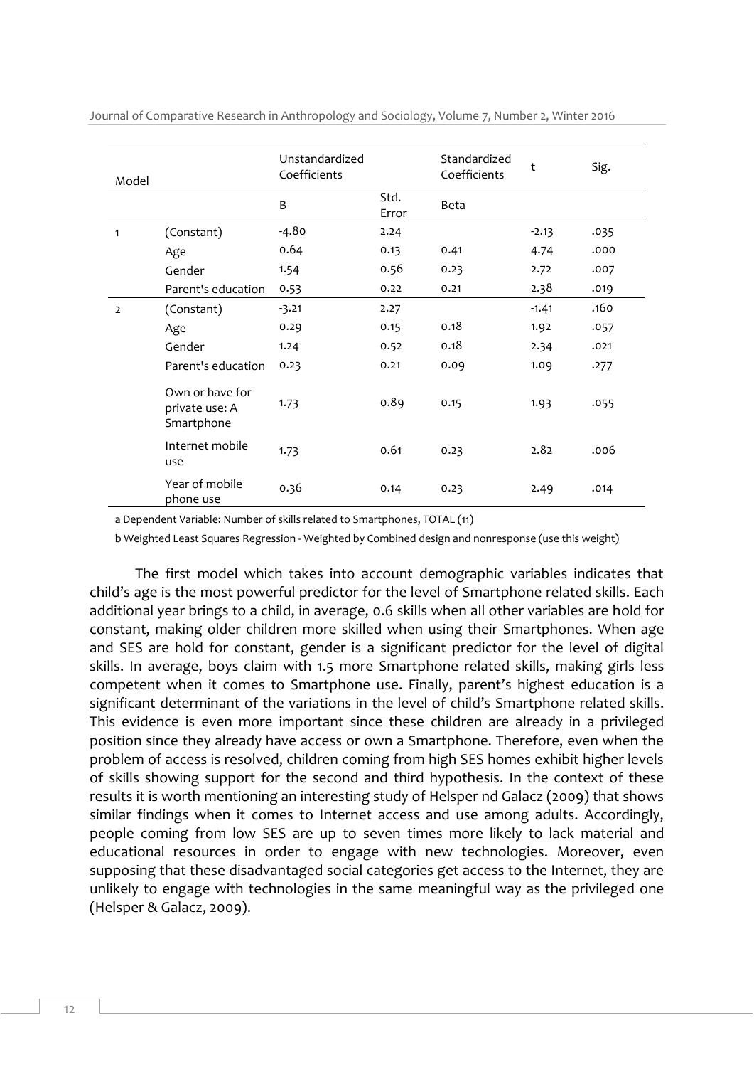| Model | | Unstandardized Coefficients | | Standardized Coefficients | t | Sig. |
|---|---|---|---|---|---|---|
| | | B | Std. Error | Beta | | |
| 1 | (Constant) | -4.80 | 2.24 | | -2.13 | .035 |
| | Age | 0.64 | 0.13 | 0.41 | 4.74 | .000 |
| | Gender | 1.54 | 0.56 | 0.23 | 2.72 | .007 |
| | Parent's education | 0.53 | 0.22 | 0.21 | 2.38 | .019 |
| 2 | (Constant) | -3.21 | 2.27 | | -1.41 | .160 |
| | Age | 0.29 | 0.15 | 0.18 | 1.92 | .057 |
| | Gender | 1.24 | 0.52 | 0.18 | 2.34 | .021 |
| | Parent's education | 0.23 | 0.21 | 0.09 | 1.09 | .277 |
| | Own or have for private use: A Smartphone | 1.73 | 0.89 | 0.15 | 1.93 | .055 |
| | Internet mobile use | 1.73 | 0.61 | 0.23 | 2.82 | .006 |
| | Year of mobile phone use | 0.36 | 0.14 | 0.23 | 2.49 | .014 |

a Dependent Variable: Number of skills related to Smartphones, TOTAL (11)

b Weighted Least Squares Regression - Weighted by Combined design and nonresponse (use this weight)

The first model which takes into account demographic variables indicates that child's age is the most powerful predictor for the level of Smartphone related skills. Each additional year brings to a child, in average, 0.6 skills when all other variables are hold for constant, making older children more skilled when using their Smartphones. When age and SES are hold for constant, gender is a significant predictor for the level of digital skills. In average, boys claim with 1.5 more Smartphone related skills, making girls less competent when it comes to Smartphone use. Finally, parent's highest education is a significant determinant of the variations in the level of child's Smartphone related skills. This evidence is even more important since these children are already in a privileged position since they already have access or own a Smartphone. Therefore, even when the problem of access is resolved, children coming from high SES homes exhibit higher levels of skills showing support for the second and third hypothesis. In the context of these results it is worth mentioning an interesting study of Helsper nd Galacz (2009) that shows similar findings when it comes to Internet access and use among adults. Accordingly, people coming from low SES are up to seven times more likely to lack material and educational resources in order to engage with new technologies. Moreover, even supposing that these disadvantaged social categories get access to the Internet, they are unlikely to engage with technologies in the same meaningful way as the privileged one (Helsper & Galacz, 2009).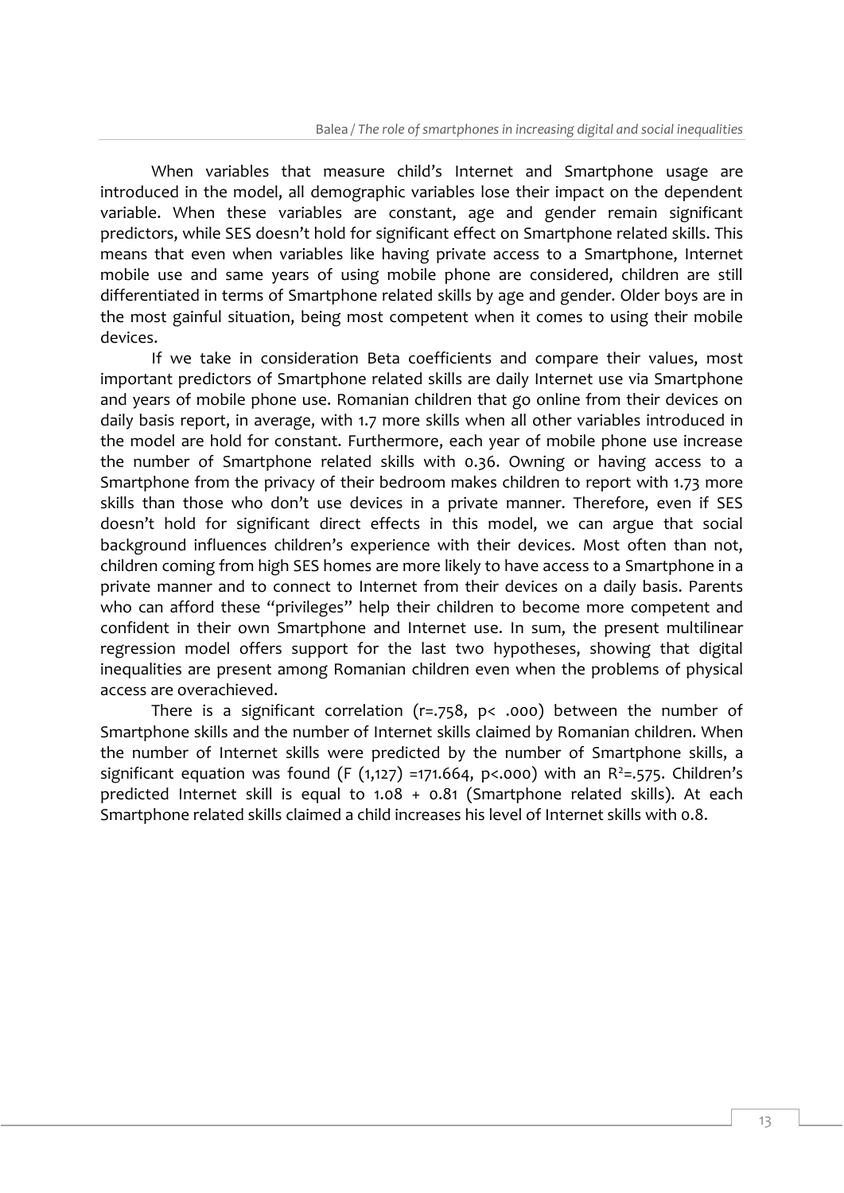When variables that measure child's Internet and Smartphone usage are introduced in the model, all demographic variables lose their impact on the dependent variable. When these variables are constant, age and gender remain significant predictors, while SES doesn't hold for significant effect on Smartphone related skills. This means that even when variables like having private access to a Smartphone, Internet mobile use and same years of using mobile phone are considered, children are still differentiated in terms of Smartphone related skills by age and gender. Older boys are in the most gainful situation, being most competent when it comes to using their mobile devices.

If we take in consideration Beta coefficients and compare their values, most important predictors of Smartphone related skills are daily Internet use via Smartphone and years of mobile phone use. Romanian children that go online from their devices on daily basis report, in average, with 1.7 more skills when all other variables introduced in the model are hold for constant. Furthermore, each year of mobile phone use increase the number of Smartphone related skills with 0.36. Owning or having access to a Smartphone from the privacy of their bedroom makes children to report with 1.73 more skills than those who don't use devices in a private manner. Therefore, even if SES doesn't hold for significant direct effects in this model, we can argue that social background influences children's experience with their devices. Most often than not, children coming from high SES homes are more likely to have access to a Smartphone in a private manner and to connect to Internet from their devices on a daily basis. Parents who can afford these "privileges" help their children to become more competent and confident in their own Smartphone and Internet use. In sum, the present multilinear regression model offers support for the last two hypotheses, showing that digital inequalities are present among Romanian children even when the problems of physical access are overachieved.

There is a significant correlation ($r=.758$, $p< .000$) between the number of Smartphone skills and the number of Internet skills claimed by Romanian children. When the number of Internet skills were predicted by the number of Smartphone skills, a significant equation was found ($F\ (1,127)=171.664$, $p<.000$) with an $R^2=.575$. Children's predicted Internet skill is equal to 1.08 + 0.81 (Smartphone related skills). At each Smartphone related skills claimed a child increases his level of Internet skills with 0.8.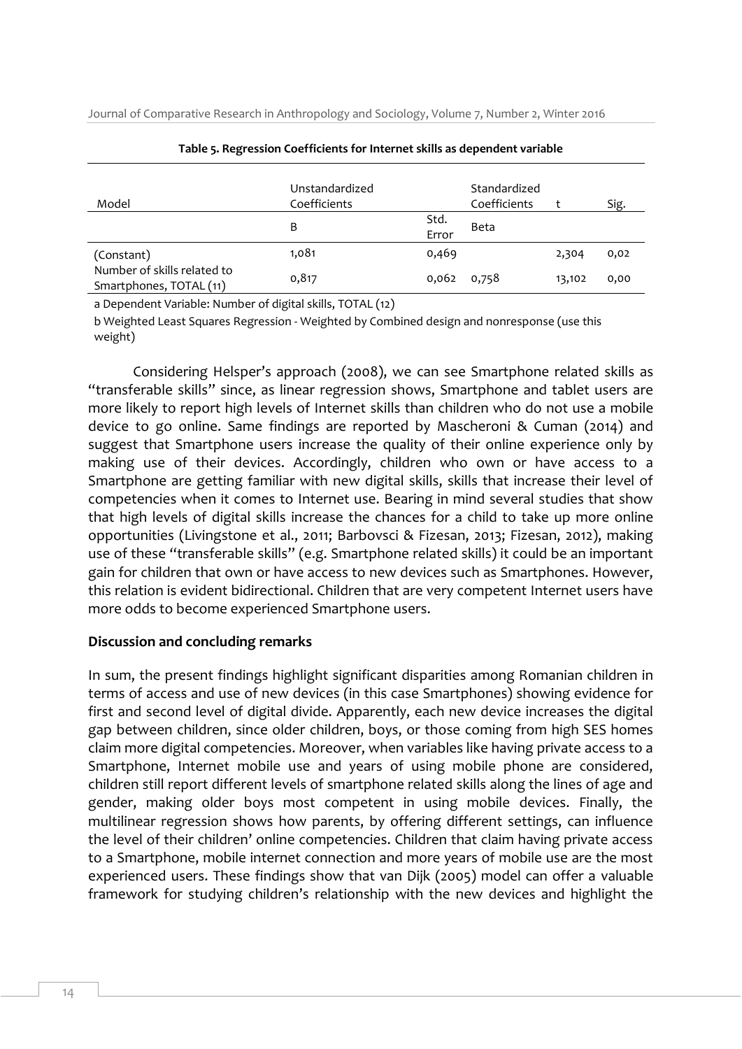**Table 5. Regression Coefficients for Internet skills as dependent variable**

| Model | Unstandardized Coefficients | | Standardized Coefficients | t | Sig. |
|---|---|---|---|---|---|
| | B | Std. Error | Beta | | |
| (Constant) | 1,081 | 0,469 | | 2,304 | 0,02 |
| Number of skills related to Smartphones, TOTAL (11) | 0,817 | 0,062 | 0,758 | 13,102 | 0,00 |

a Dependent Variable: Number of digital skills, TOTAL (12)

b Weighted Least Squares Regression - Weighted by Combined design and nonresponse (use this weight)

Considering Helsper's approach (2008), we can see Smartphone related skills as "transferable skills" since, as linear regression shows, Smartphone and tablet users are more likely to report high levels of Internet skills than children who do not use a mobile device to go online. Same findings are reported by Mascheroni & Cuman (2014) and suggest that Smartphone users increase the quality of their online experience only by making use of their devices. Accordingly, children who own or have access to a Smartphone are getting familiar with new digital skills, skills that increase their level of competencies when it comes to Internet use. Bearing in mind several studies that show that high levels of digital skills increase the chances for a child to take up more online opportunities (Livingstone et al., 2011; Barbovsci & Fizesan, 2013; Fizesan, 2012), making use of these "transferable skills" (e.g. Smartphone related skills) it could be an important gain for children that own or have access to new devices such as Smartphones. However, this relation is evident bidirectional. Children that are very competent Internet users have more odds to become experienced Smartphone users.

## Discussion and concluding remarks

In sum, the present findings highlight significant disparities among Romanian children in terms of access and use of new devices (in this case Smartphones) showing evidence for first and second level of digital divide. Apparently, each new device increases the digital gap between children, since older children, boys, or those coming from high SES homes claim more digital competencies. Moreover, when variables like having private access to a Smartphone, Internet mobile use and years of using mobile phone are considered, children still report different levels of smartphone related skills along the lines of age and gender, making older boys most competent in using mobile devices. Finally, the multilinear regression shows how parents, by offering different settings, can influence the level of their children' online competencies. Children that claim having private access to a Smartphone, mobile internet connection and more years of mobile use are the most experienced users. These findings show that van Dijk (2005) model can offer a valuable framework for studying children's relationship with the new devices and highlight the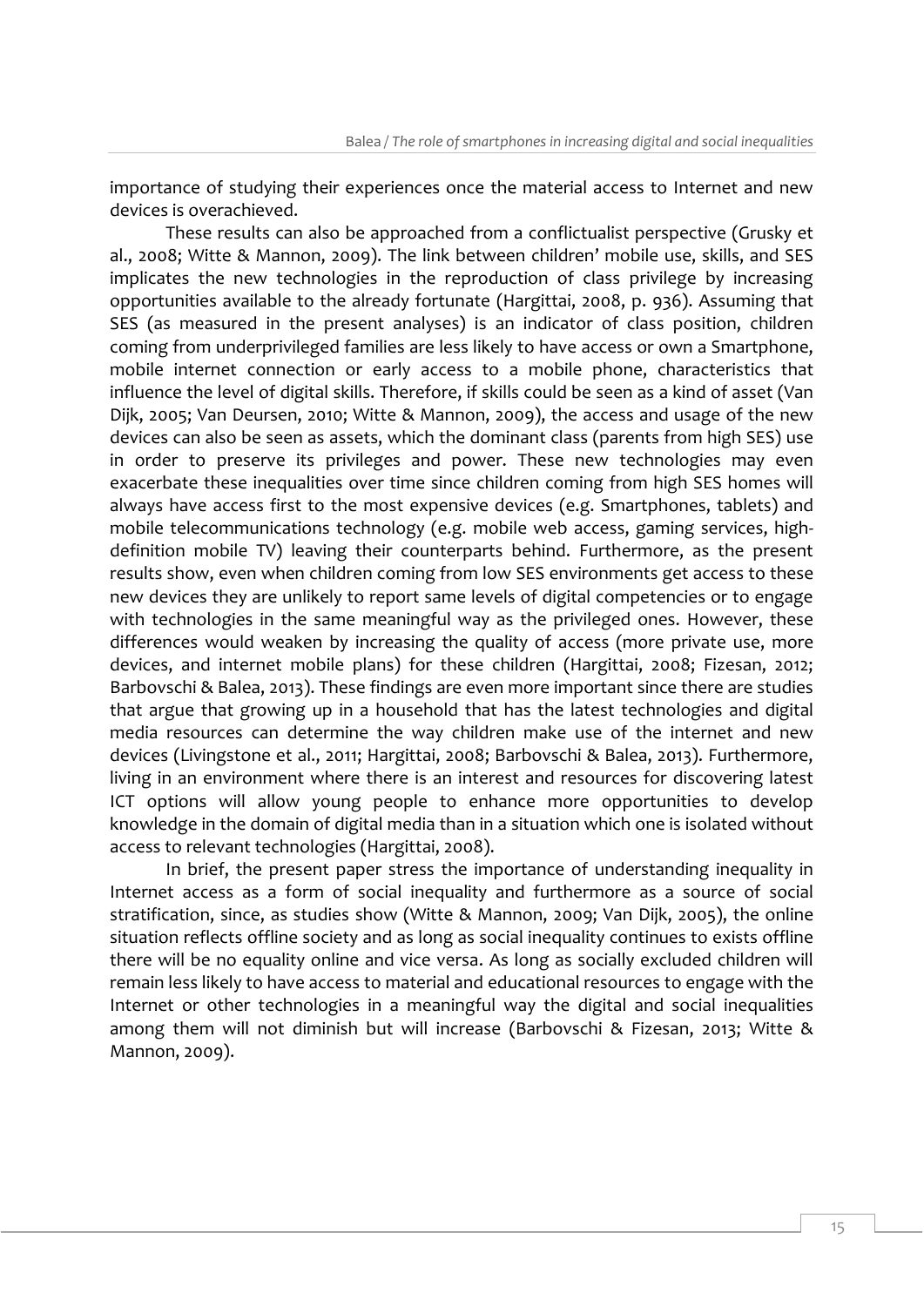importance of studying their experiences once the material access to Internet and new devices is overachieved.

These results can also be approached from a conflictualist perspective (Grusky et al., 2008; Witte & Mannon, 2009). The link between children' mobile use, skills, and SES implicates the new technologies in the reproduction of class privilege by increasing opportunities available to the already fortunate (Hargittai, 2008, p. 936). Assuming that SES (as measured in the present analyses) is an indicator of class position, children coming from underprivileged families are less likely to have access or own a Smartphone, mobile internet connection or early access to a mobile phone, characteristics that influence the level of digital skills. Therefore, if skills could be seen as a kind of asset (Van Dijk, 2005; Van Deursen, 2010; Witte & Mannon, 2009), the access and usage of the new devices can also be seen as assets, which the dominant class (parents from high SES) use in order to preserve its privileges and power. These new technologies may even exacerbate these inequalities over time since children coming from high SES homes will always have access first to the most expensive devices (e.g. Smartphones, tablets) and mobile telecommunications technology (e.g. mobile web access, gaming services, high-definition mobile TV) leaving their counterparts behind. Furthermore, as the present results show, even when children coming from low SES environments get access to these new devices they are unlikely to report same levels of digital competencies or to engage with technologies in the same meaningful way as the privileged ones. However, these differences would weaken by increasing the quality of access (more private use, more devices, and internet mobile plans) for these children (Hargittai, 2008; Fizesan, 2012; Barbovschi & Balea, 2013). These findings are even more important since there are studies that argue that growing up in a household that has the latest technologies and digital media resources can determine the way children make use of the internet and new devices (Livingstone et al., 2011; Hargittai, 2008; Barbovschi & Balea, 2013). Furthermore, living in an environment where there is an interest and resources for discovering latest ICT options will allow young people to enhance more opportunities to develop knowledge in the domain of digital media than in a situation which one is isolated without access to relevant technologies (Hargittai, 2008).

In brief, the present paper stress the importance of understanding inequality in Internet access as a form of social inequality and furthermore as a source of social stratification, since, as studies show (Witte & Mannon, 2009; Van Dijk, 2005), the online situation reflects offline society and as long as social inequality continues to exists offline there will be no equality online and vice versa. As long as socially excluded children will remain less likely to have access to material and educational resources to engage with the Internet or other technologies in a meaningful way the digital and social inequalities among them will not diminish but will increase (Barbovschi & Fizesan, 2013; Witte & Mannon, 2009).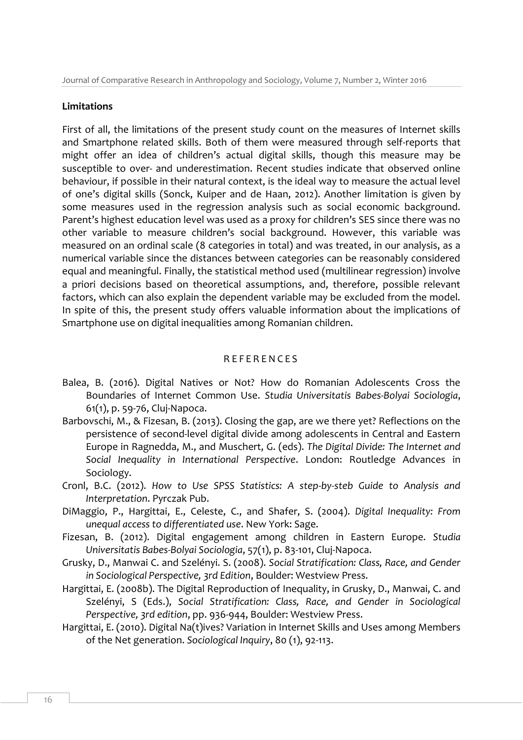**Limitations**

First of all, the limitations of the present study count on the measures of Internet skills and Smartphone related skills. Both of them were measured through self-reports that might offer an idea of children's actual digital skills, though this measure may be susceptible to over- and underestimation. Recent studies indicate that observed online behaviour, if possible in their natural context, is the ideal way to measure the actual level of one's digital skills (Sonck, Kuiper and de Haan, 2012). Another limitation is given by some measures used in the regression analysis such as social economic background. Parent's highest education level was used as a proxy for children's SES since there was no other variable to measure children's social background. However, this variable was measured on an ordinal scale (8 categories in total) and was treated, in our analysis, as a numerical variable since the distances between categories can be reasonably considered equal and meaningful. Finally, the statistical method used (multilinear regression) involve a priori decisions based on theoretical assumptions, and, therefore, possible relevant factors, which can also explain the dependent variable may be excluded from the model. In spite of this, the present study offers valuable information about the implications of Smartphone use on digital inequalities among Romanian children.

## REFERENCES

Balea, B. (2016). Digital Natives or Not? How do Romanian Adolescents Cross the Boundaries of Internet Common Use. *Studia Universitatis Babes-Bolyai Sociologia*, 61(1), p. 59-76, Cluj-Napoca.

Barbovschi, M., & Fizesan, B. (2013). Closing the gap, are we there yet? Reflections on the persistence of second-level digital divide among adolescents in Central and Eastern Europe in Ragnedda, M., and Muschert, G. (eds). *The Digital Divide: The Internet and Social Inequality in International Perspective*. London: Routledge Advances in Sociology.

Cronl, B.C. (2012). *How to Use SPSS Statistics: A step-by-steb Guide to Analysis and Interpretation*. Pyrczak Pub.

DiMaggio, P., Hargittai, E., Celeste, C., and Shafer, S. (2004). *Digital Inequality: From unequal access to differentiated use*. New York: Sage.

Fizesan, B. (2012). Digital engagement among children in Eastern Europe. *Studia Universitatis Babes-Bolyai Sociologia*, 57(1), p. 83-101, Cluj-Napoca.

Grusky, D., Manwai C. and Szelényi. S. (2008). *Social Stratification: Class, Race, and Gender in Sociological Perspective, 3rd Edition*, Boulder: Westview Press.

Hargittai, E. (2008b). The Digital Reproduction of Inequality, in Grusky, D., Manwai, C. and Szelényi, S (Eds.), *Social Stratification: Class, Race, and Gender in Sociological Perspective, 3rd edition*, pp. 936-944, Boulder: Westview Press.

Hargittai, E. (2010). Digital Na(t)ives? Variation in Internet Skills and Uses among Members of the Net generation. *Sociological Inquiry*, 80 (1), 92-113.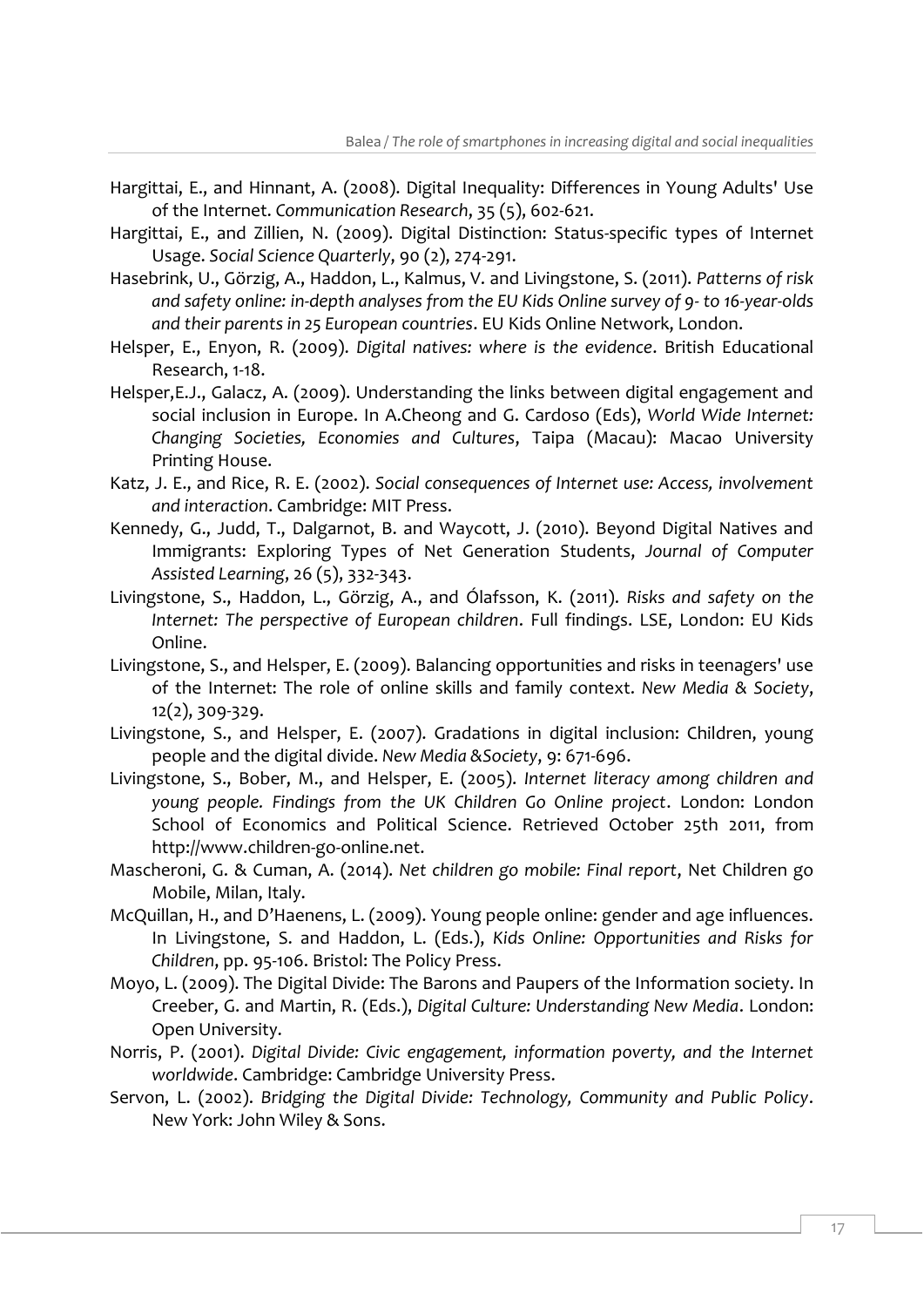Hargittai, E., and Hinnant, A. (2008). Digital Inequality: Differences in Young Adults' Use of the Internet. *Communication Research*, 35 (5), 602-621.

Hargittai, E., and Zillien, N. (2009). Digital Distinction: Status-specific types of Internet Usage. *Social Science Quarterly*, 90 (2), 274-291.

Hasebrink, U., Görzig, A., Haddon, L., Kalmus, V. and Livingstone, S. (2011). *Patterns of risk and safety online: in-depth analyses from the EU Kids Online survey of 9- to 16-year-olds and their parents in 25 European countries*. EU Kids Online Network, London.

Helsper, E., Enyon, R. (2009). *Digital natives: where is the evidence*. British Educational Research, 1-18.

Helsper,E.J., Galacz, A. (2009). Understanding the links between digital engagement and social inclusion in Europe. In A.Cheong and G. Cardoso (Eds), *World Wide Internet: Changing Societies, Economies and Cultures*, Taipa (Macau): Macao University Printing House.

Katz, J. E., and Rice, R. E. (2002). *Social consequences of Internet use: Access, involvement and interaction*. Cambridge: MIT Press.

Kennedy, G., Judd, T., Dalgarnot, B. and Waycott, J. (2010). Beyond Digital Natives and Immigrants: Exploring Types of Net Generation Students, *Journal of Computer Assisted Learning*, 26 (5), 332-343.

Livingstone, S., Haddon, L., Görzig, A., and Ólafsson, K. (2011). *Risks and safety on the Internet: The perspective of European children*. Full findings. LSE, London: EU Kids Online.

Livingstone, S., and Helsper, E. (2009). Balancing opportunities and risks in teenagers' use of the Internet: The role of online skills and family context. *New Media & Society*, 12(2), 309-329.

Livingstone, S., and Helsper, E. (2007). Gradations in digital inclusion: Children, young people and the digital divide. *New Media &Society*, 9: 671-696.

Livingstone, S., Bober, M., and Helsper, E. (2005). *Internet literacy among children and young people. Findings from the UK Children Go Online project*. London: London School of Economics and Political Science. Retrieved October 25th 2011, from http://www.children-go-online.net.

Mascheroni, G. & Cuman, A. (2014). *Net children go mobile: Final report*, Net Children go Mobile, Milan, Italy.

McQuillan, H., and D'Haenens, L. (2009). Young people online: gender and age influences. In Livingstone, S. and Haddon, L. (Eds.), *Kids Online: Opportunities and Risks for Children*, pp. 95-106. Bristol: The Policy Press.

Moyo, L. (2009). The Digital Divide: The Barons and Paupers of the Information society. In Creeber, G. and Martin, R. (Eds.), *Digital Culture: Understanding New Media*. London: Open University.

Norris, P. (2001). *Digital Divide: Civic engagement, information poverty, and the Internet worldwide*. Cambridge: Cambridge University Press.

Servon, L. (2002). *Bridging the Digital Divide: Technology, Community and Public Policy*. New York: John Wiley & Sons.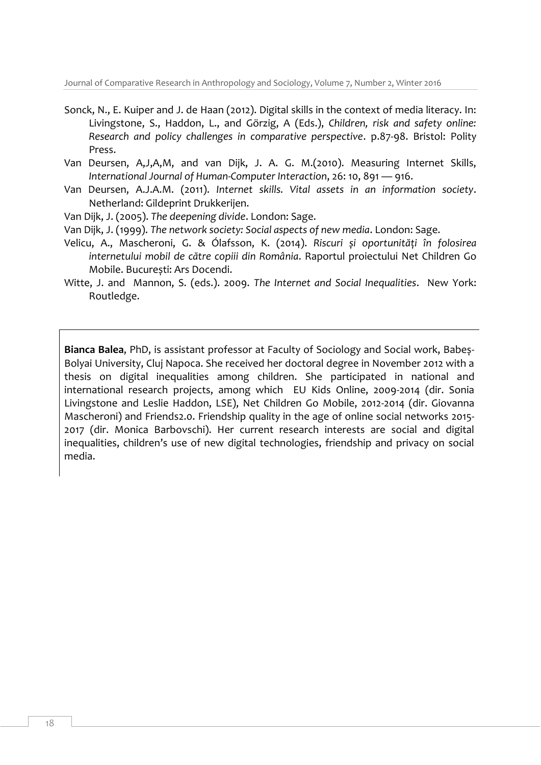Sonck, N., E. Kuiper and J. de Haan (2012). Digital skills in the context of media literacy. In: Livingstone, S., Haddon, L., and Görzig, A (Eds.), *Children, risk and safety online: Research and policy challenges in comparative perspective*. p.87-98. Bristol: Polity Press.

Van Deursen, A,J,A,M, and van Dijk, J. A. G. M.(2010). Measuring Internet Skills, *International Journal of Human-Computer Interaction*, 26: 10, 891 — 916.

Van Deursen, A.J.A.M. (2011). *Internet skills. Vital assets in an information society*. Netherland: Gildeprint Drukkerijen.

Van Dijk, J. (2005). *The deepening divide*. London: Sage.

Van Dijk, J. (1999). *The network society: Social aspects of new media*. London: Sage.

Velicu, A., Mascheroni, G. & Ólafsson, K. (2014). *Riscuri și oportunități în folosirea internetului mobil de către copiii din România*. Raportul proiectului Net Children Go Mobile. București: Ars Docendi.

Witte, J. and Mannon, S. (eds.). 2009. *The Internet and Social Inequalities*. New York: Routledge.

**Bianca Balea**, PhD, is assistant professor at Faculty of Sociology and Social work, Babeș-Bolyai University, Cluj Napoca. She received her doctoral degree in November 2012 with a thesis on digital inequalities among children. She participated in national and international research projects, among which EU Kids Online, 2009-2014 (dir. Sonia Livingstone and Leslie Haddon, LSE), Net Children Go Mobile, 2012-2014 (dir. Giovanna Mascheroni) and Friends2.0. Friendship quality in the age of online social networks 2015-2017 (dir. Monica Barbovschi). Her current research interests are social and digital inequalities, children's use of new digital technologies, friendship and privacy on social media.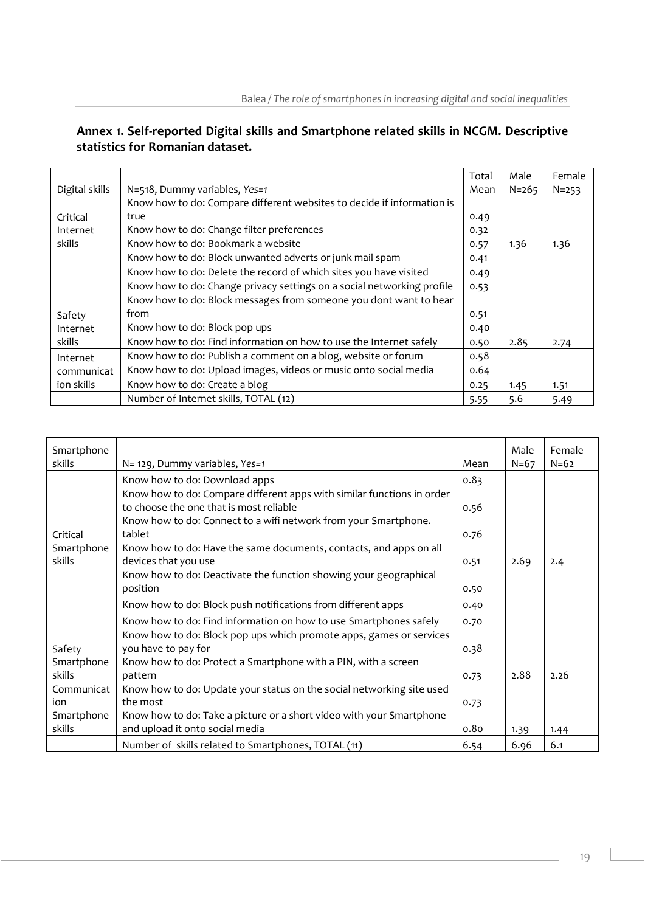## Annex 1. Self-reported Digital skills and Smartphone related skills in NCGM. Descriptive statistics for Romanian dataset.

| Digital skills | N=518, Dummy variables, *Yes=1* | Total Mean | Male N=265 | Female N=253 |
|---|---|---|---|---|
| Critical Internet skills | Know how to do: Compare different websites to decide if information is true | 0.49 | | |
| | Know how to do: Change filter preferences | 0.32 | | |
| | Know how to do: Bookmark a website | 0.57 | 1.36 | 1.36 |
| Safety Internet skills | Know how to do: Block unwanted adverts or junk mail spam | 0.41 | | |
| | Know how to do: Delete the record of which sites you have visited | 0.49 | | |
| | Know how to do: Change privacy settings on a social networking profile | 0.53 | | |
| | Know how to do: Block messages from someone you dont want to hear from | 0.51 | | |
| | Know how to do: Block pop ups | 0.40 | | |
| | Know how to do: Find information on how to use the Internet safely | 0.50 | 2.85 | 2.74 |
| Internet communication skills | Know how to do: Publish a comment on a blog, website or forum | 0.58 | | |
| | Know how to do: Upload images, videos or music onto social media | 0.64 | | |
| | Know how to do: Create a blog | 0.25 | 1.45 | 1.51 |
| | Number of Internet skills, TOTAL (12) | 5.55 | 5.6 | 5.49 |

| Smartphone skills | N= 129, Dummy variables, *Yes=1* | Mean | Male N=67 | Female N=62 |
|---|---|---|---|---|
| Critical Smartphone skills | Know how to do: Download apps | 0.83 | | |
| | Know how to do: Compare different apps with similar functions in order to choose the one that is most reliable | 0.56 | | |
| | Know how to do: Connect to a wifi network from your Smartphone. tablet | 0.76 | | |
| | Know how to do: Have the same documents, contacts, and apps on all devices that you use | 0.51 | 2.69 | 2.4 |
| Safety Smartphone skills | Know how to do: Deactivate the function showing your geographical position | 0.50 | | |
| | Know how to do: Block push notifications from different apps | 0.40 | | |
| | Know how to do: Find information on how to use Smartphones safely | 0.70 | | |
| | Know how to do: Block pop ups which promote apps, games or services you have to pay for | 0.38 | | |
| | Know how to do: Protect a Smartphone with a PIN, with a screen pattern | 0.73 | 2.88 | 2.26 |
| Communication Smartphone skills | Know how to do: Update your status on the social networking site used the most | 0.73 | | |
| | Know how to do: Take a picture or a short video with your Smartphone and upload it onto social media | 0.80 | 1.39 | 1.44 |
| | Number of skills related to Smartphones, TOTAL (11) | 6.54 | 6.96 | 6.1 |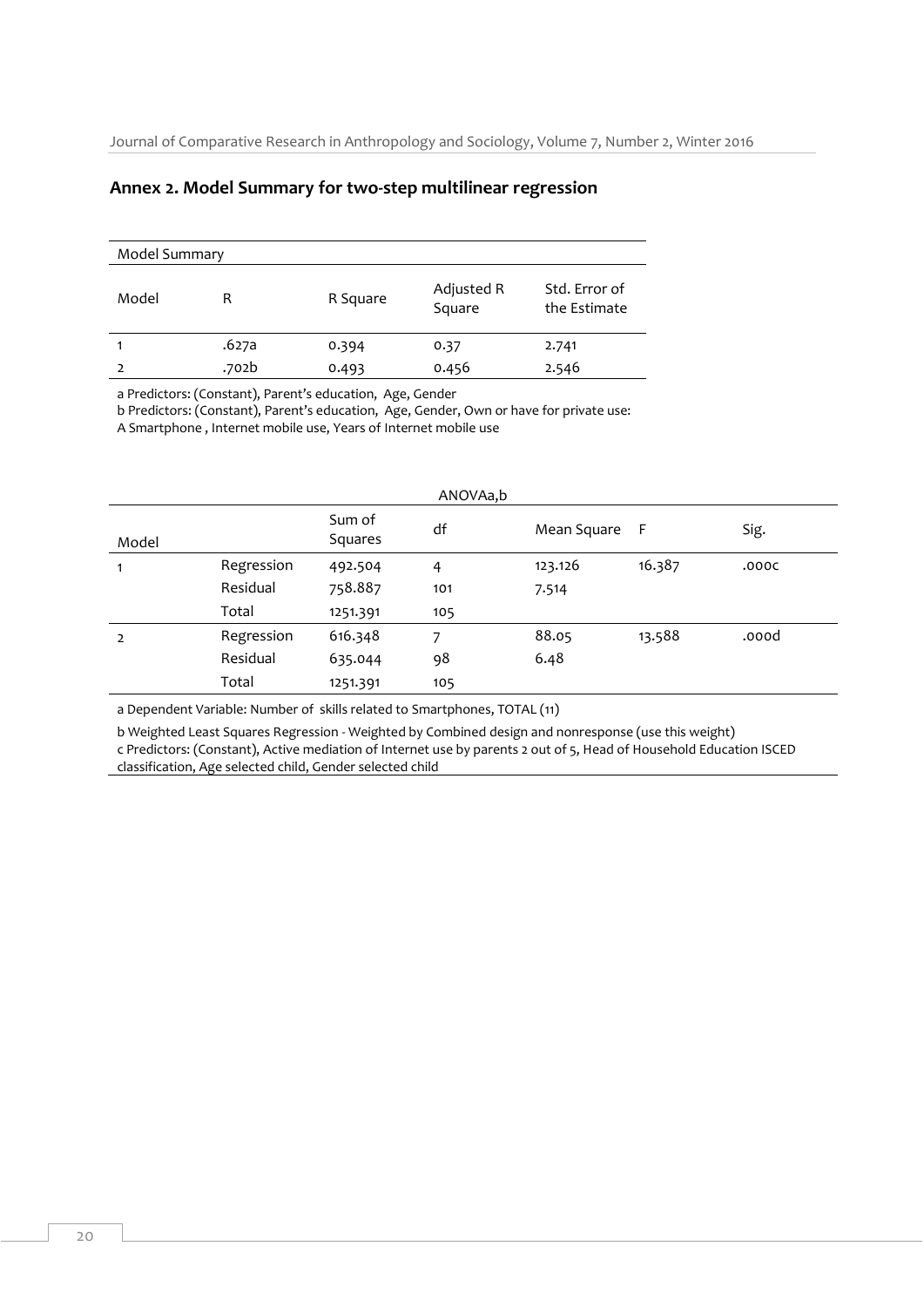## Annex 2. Model Summary for two-step multilinear regression

| Model Summary | | | | |
|---|---|---|---|---|
| Model | R | R Square | Adjusted R Square | Std. Error of the Estimate |
| 1 | .627a | 0.394 | 0.37 | 2.741 |
| 2 | .702b | 0.493 | 0.456 | 2.546 |

a Predictors: (Constant), Parent's education, Age, Gender

b Predictors: (Constant), Parent's education, Age, Gender, Own or have for private use: A Smartphone , Internet mobile use, Years of Internet mobile use

ANOVAa,b

| Model | | Sum of Squares | df | Mean Square | F | Sig. |
|---|---|---|---|---|---|---|
| 1 | Regression | 492.504 | 4 | 123.126 | 16.387 | .000c |
| | Residual | 758.887 | 101 | 7.514 | | |
| | Total | 1251.391 | 105 | | | |
| 2 | Regression | 616.348 | 7 | 88.05 | 13.588 | .000d |
| | Residual | 635.044 | 98 | 6.48 | | |
| | Total | 1251.391 | 105 | | | |

a Dependent Variable: Number of skills related to Smartphones, TOTAL (11)

b Weighted Least Squares Regression - Weighted by Combined design and nonresponse (use this weight)

c Predictors: (Constant), Active mediation of Internet use by parents 2 out of 5, Head of Household Education ISCED classification, Age selected child, Gender selected child